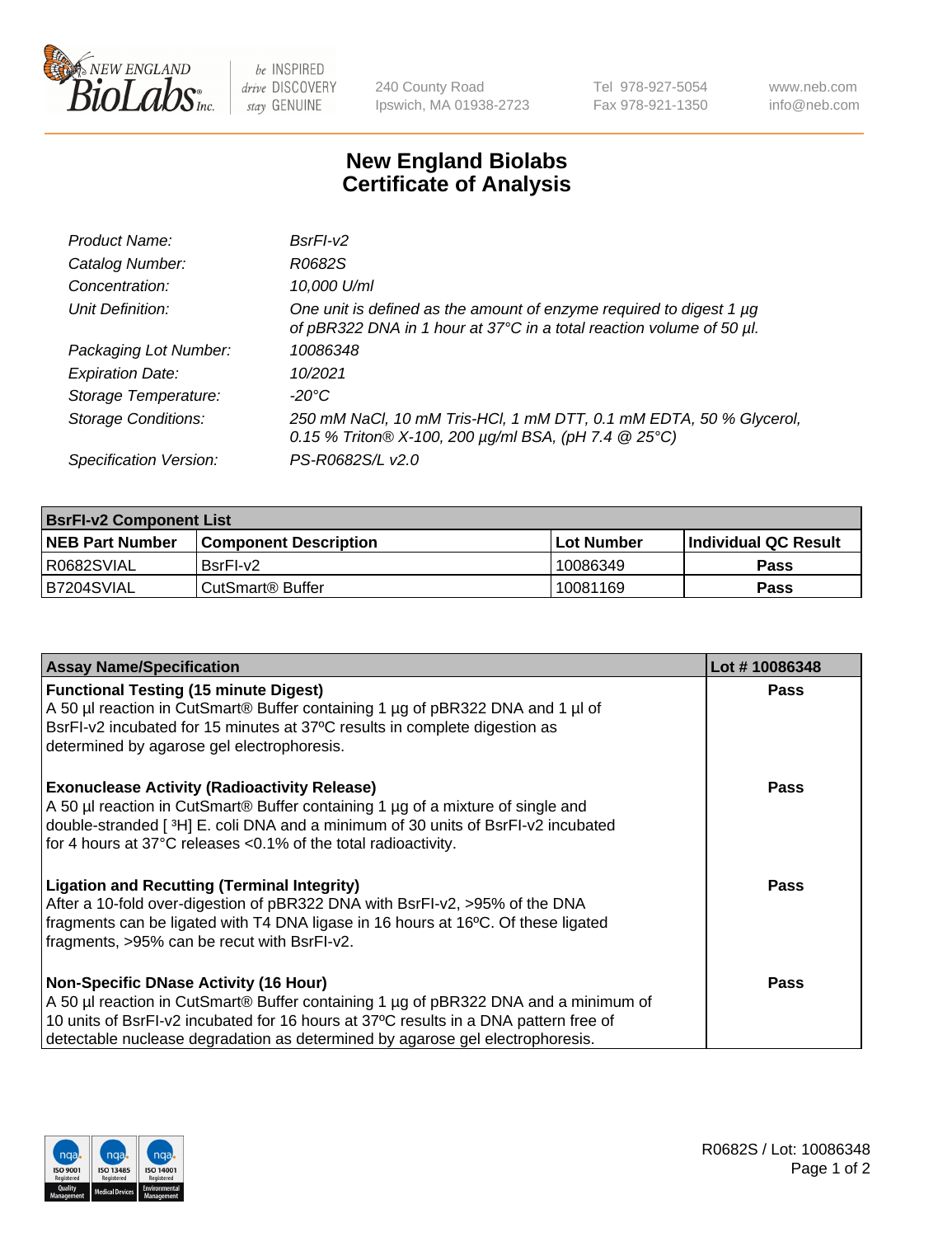# New England Biolabs Certificate of Analysis

| | |
|---|---|
| *Product Name:* | *BsrFI-v2* |
| *Catalog Number:* | *R0682S* |
| *Concentration:* | *10,000 U/ml* |
| *Unit Definition:* | *One unit is defined as the amount of enzyme required to digest 1 µg of pBR322 DNA in 1 hour at 37°C in a total reaction volume of 50 µl.* |
| *Packaging Lot Number:* | *10086348* |
| *Expiration Date:* | *10/2021* |
| *Storage Temperature:* | *-20°C* |
| *Storage Conditions:* | *250 mM NaCl, 10 mM Tris-HCl, 1 mM DTT, 0.1 mM EDTA, 50 % Glycerol, 0.15 % Triton® X-100, 200 µg/ml BSA, (pH 7.4 @ 25°C)* |
| *Specification Version:* | *PS-R0682S/L v2.0* |

| **BsrFI-v2 Component List** | | | |
|---|---|---|---|
| **NEB Part Number** | **Component Description** | **Lot Number** | **Individual QC Result** |
| R0682SVIAL | BsrFI-v2 | 10086349 | **Pass** |
| B7204SVIAL | CutSmart® Buffer | 10081169 | **Pass** |

| **Assay Name/Specification** | **Lot # 10086348** |
|---|---|
| **Functional Testing (15 minute Digest)**<br>A 50 µl reaction in CutSmart® Buffer containing 1 µg of pBR322 DNA and 1 µl of BsrFI-v2 incubated for 15 minutes at 37ºC results in complete digestion as determined by agarose gel electrophoresis. | **Pass** |
| **Exonuclease Activity (Radioactivity Release)**<br>A 50 µl reaction in CutSmart® Buffer containing 1 µg of a mixture of single and double-stranded [ $^3$H] E. coli DNA and a minimum of 30 units of BsrFI-v2 incubated for 4 hours at 37°C releases <0.1% of the total radioactivity. | **Pass** |
| **Ligation and Recutting (Terminal Integrity)**<br>After a 10-fold over-digestion of pBR322 DNA with BsrFI-v2, >95% of the DNA fragments can be ligated with T4 DNA ligase in 16 hours at 16ºC. Of these ligated fragments, >95% can be recut with BsrFI-v2. | **Pass** |
| **Non-Specific DNase Activity (16 Hour)**<br>A 50 µl reaction in CutSmart® Buffer containing 1 µg of pBR322 DNA and a minimum of 10 units of BsrFI-v2 incubated for 16 hours at 37ºC results in a DNA pattern free of detectable nuclease degradation as determined by agarose gel electrophoresis. | **Pass** |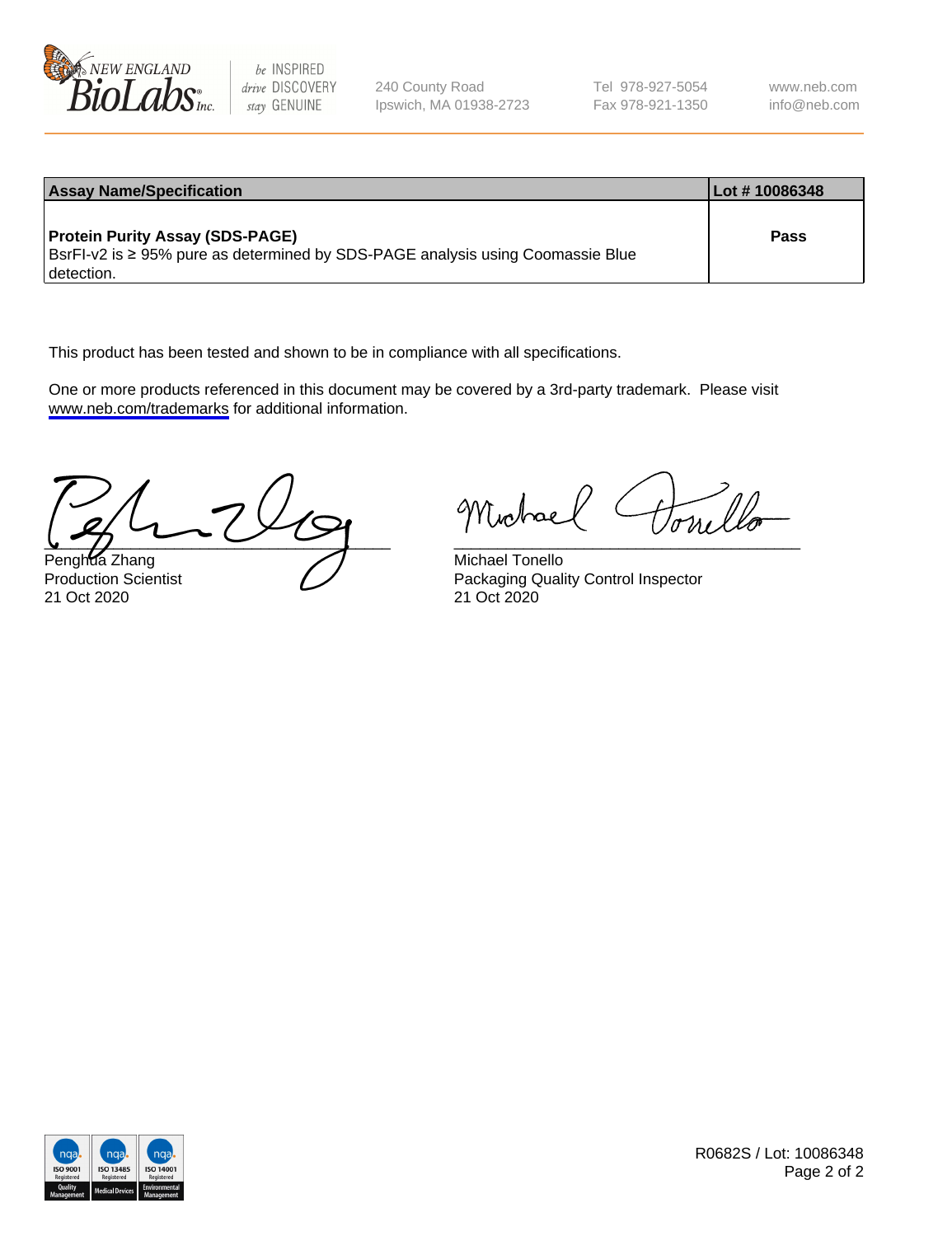240 County Road
Ipswich, MA 01938-2723

Tel 978-927-5054
Fax 978-921-1350

www.neb.com
info@neb.com

| Assay Name/Specification | Lot # 10086348 |
|---|---|
| **Protein Purity Assay (SDS-PAGE)**<br>BsrFI-v2 is ≥ 95% pure as determined by SDS-PAGE analysis using Coomassie Blue detection. | **Pass** |

This product has been tested and shown to be in compliance with all specifications.

One or more products referenced in this document may be covered by a 3rd-party trademark. Please visit www.neb.com/trademarks for additional information.

Penghua Zhang
Production Scientist
21 Oct 2020

Michael Tonello
Packaging Quality Control Inspector
21 Oct 2020

R0682S / Lot: 10086348